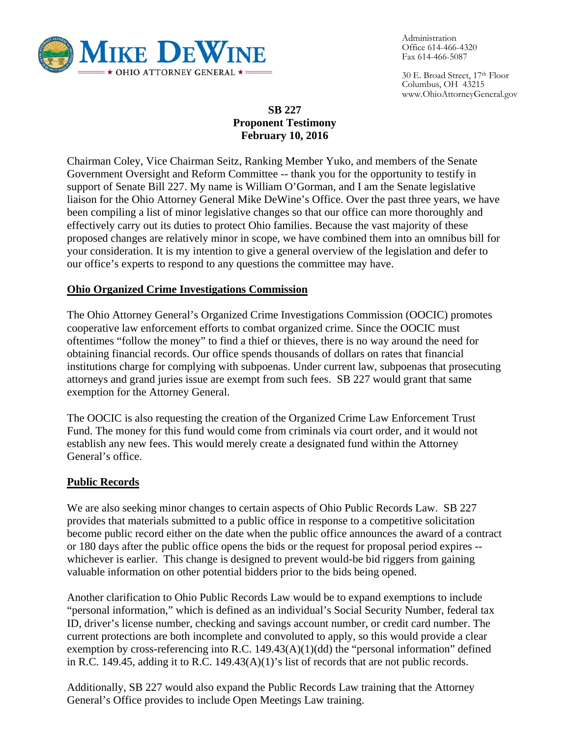**MIKE DEWINE**
★ OHIO ATTORNEY GENERAL ★

Administration
Office 614-466-4320
Fax 614-466-5087

30 E. Broad Street, 17th Floor
Columbus, OH 43215
www.OhioAttorneyGeneral.gov

**SB 227**
**Proponent Testimony**
**February 10, 2016**

Chairman Coley, Vice Chairman Seitz, Ranking Member Yuko, and members of the Senate Government Oversight and Reform Committee -- thank you for the opportunity to testify in support of Senate Bill 227. My name is William O'Gorman, and I am the Senate legislative liaison for the Ohio Attorney General Mike DeWine's Office. Over the past three years, we have been compiling a list of minor legislative changes so that our office can more thoroughly and effectively carry out its duties to protect Ohio families. Because the vast majority of these proposed changes are relatively minor in scope, we have combined them into an omnibus bill for your consideration. It is my intention to give a general overview of the legislation and defer to our office's experts to respond to any questions the committee may have.

## Ohio Organized Crime Investigations Commission

The Ohio Attorney General's Organized Crime Investigations Commission (OOCIC) promotes cooperative law enforcement efforts to combat organized crime. Since the OOCIC must oftentimes "follow the money" to find a thief or thieves, there is no way around the need for obtaining financial records. Our office spends thousands of dollars on rates that financial institutions charge for complying with subpoenas. Under current law, subpoenas that prosecuting attorneys and grand juries issue are exempt from such fees. SB 227 would grant that same exemption for the Attorney General.

The OOCIC is also requesting the creation of the Organized Crime Law Enforcement Trust Fund. The money for this fund would come from criminals via court order, and it would not establish any new fees. This would merely create a designated fund within the Attorney General's office.

## Public Records

We are also seeking minor changes to certain aspects of Ohio Public Records Law. SB 227 provides that materials submitted to a public office in response to a competitive solicitation become public record either on the date when the public office announces the award of a contract or 180 days after the public office opens the bids or the request for proposal period expires -- whichever is earlier. This change is designed to prevent would-be bid riggers from gaining valuable information on other potential bidders prior to the bids being opened.

Another clarification to Ohio Public Records Law would be to expand exemptions to include "personal information," which is defined as an individual's Social Security Number, federal tax ID, driver's license number, checking and savings account number, or credit card number. The current protections are both incomplete and convoluted to apply, so this would provide a clear exemption by cross-referencing into R.C. 149.43(A)(1)(dd) the "personal information" defined in R.C. 149.45, adding it to R.C. 149.43(A)(1)'s list of records that are not public records.

Additionally, SB 227 would also expand the Public Records Law training that the Attorney General's Office provides to include Open Meetings Law training.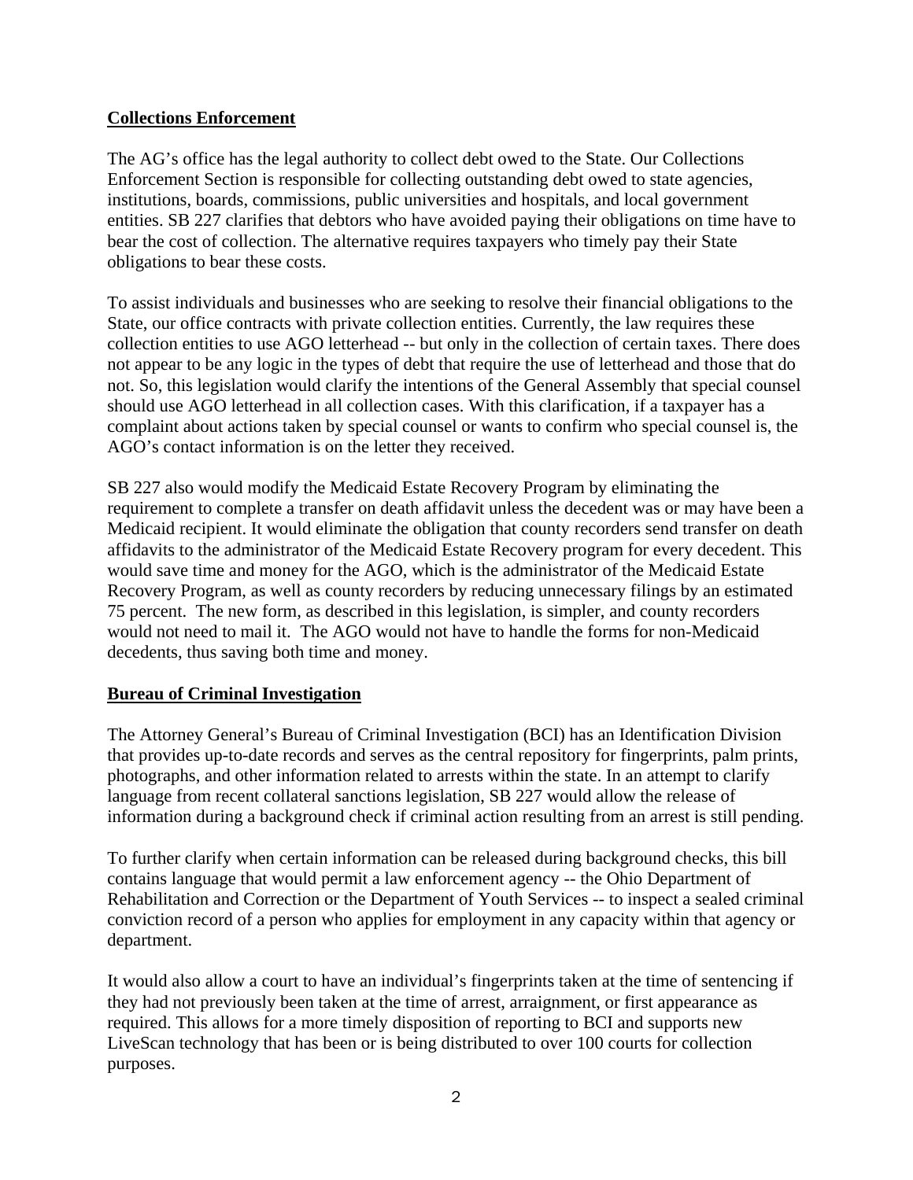**Collections Enforcement**

The AG's office has the legal authority to collect debt owed to the State. Our Collections Enforcement Section is responsible for collecting outstanding debt owed to state agencies, institutions, boards, commissions, public universities and hospitals, and local government entities. SB 227 clarifies that debtors who have avoided paying their obligations on time have to bear the cost of collection. The alternative requires taxpayers who timely pay their State obligations to bear these costs.

To assist individuals and businesses who are seeking to resolve their financial obligations to the State, our office contracts with private collection entities. Currently, the law requires these collection entities to use AGO letterhead -- but only in the collection of certain taxes. There does not appear to be any logic in the types of debt that require the use of letterhead and those that do not. So, this legislation would clarify the intentions of the General Assembly that special counsel should use AGO letterhead in all collection cases. With this clarification, if a taxpayer has a complaint about actions taken by special counsel or wants to confirm who special counsel is, the AGO's contact information is on the letter they received.

SB 227 also would modify the Medicaid Estate Recovery Program by eliminating the requirement to complete a transfer on death affidavit unless the decedent was or may have been a Medicaid recipient. It would eliminate the obligation that county recorders send transfer on death affidavits to the administrator of the Medicaid Estate Recovery program for every decedent. This would save time and money for the AGO, which is the administrator of the Medicaid Estate Recovery Program, as well as county recorders by reducing unnecessary filings by an estimated 75 percent. The new form, as described in this legislation, is simpler, and county recorders would not need to mail it. The AGO would not have to handle the forms for non-Medicaid decedents, thus saving both time and money.

**Bureau of Criminal Investigation**

The Attorney General's Bureau of Criminal Investigation (BCI) has an Identification Division that provides up-to-date records and serves as the central repository for fingerprints, palm prints, photographs, and other information related to arrests within the state. In an attempt to clarify language from recent collateral sanctions legislation, SB 227 would allow the release of information during a background check if criminal action resulting from an arrest is still pending.

To further clarify when certain information can be released during background checks, this bill contains language that would permit a law enforcement agency -- the Ohio Department of Rehabilitation and Correction or the Department of Youth Services -- to inspect a sealed criminal conviction record of a person who applies for employment in any capacity within that agency or department.

It would also allow a court to have an individual's fingerprints taken at the time of sentencing if they had not previously been taken at the time of arrest, arraignment, or first appearance as required. This allows for a more timely disposition of reporting to BCI and supports new LiveScan technology that has been or is being distributed to over 100 courts for collection purposes.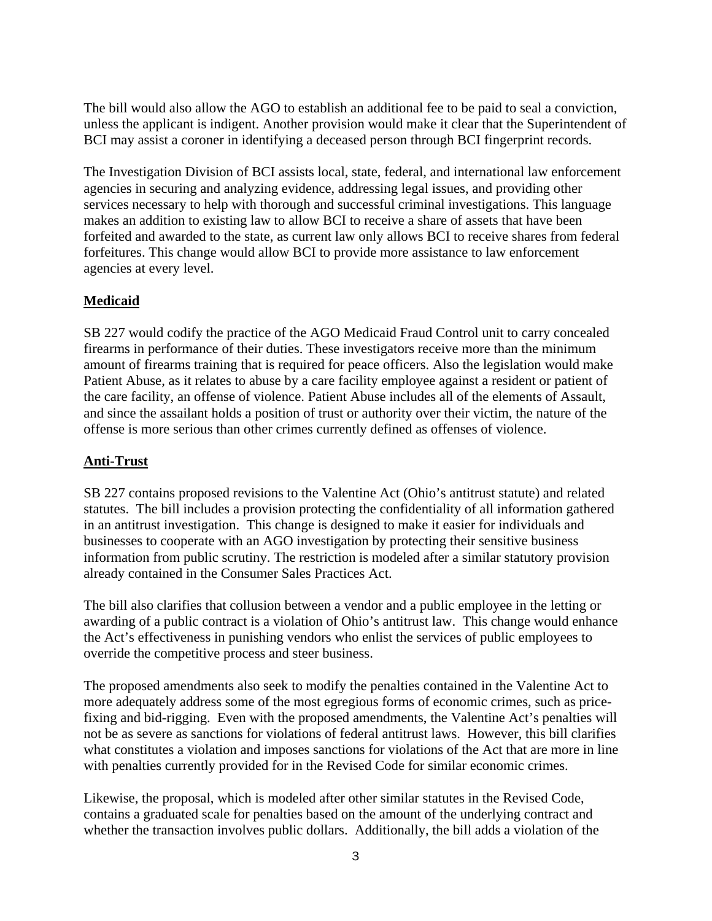The bill would also allow the AGO to establish an additional fee to be paid to seal a conviction, unless the applicant is indigent. Another provision would make it clear that the Superintendent of BCI may assist a coroner in identifying a deceased person through BCI fingerprint records.

The Investigation Division of BCI assists local, state, federal, and international law enforcement agencies in securing and analyzing evidence, addressing legal issues, and providing other services necessary to help with thorough and successful criminal investigations. This language makes an addition to existing law to allow BCI to receive a share of assets that have been forfeited and awarded to the state, as current law only allows BCI to receive shares from federal forfeitures. This change would allow BCI to provide more assistance to law enforcement agencies at every level.

## Medicaid

SB 227 would codify the practice of the AGO Medicaid Fraud Control unit to carry concealed firearms in performance of their duties. These investigators receive more than the minimum amount of firearms training that is required for peace officers. Also the legislation would make Patient Abuse, as it relates to abuse by a care facility employee against a resident or patient of the care facility, an offense of violence. Patient Abuse includes all of the elements of Assault, and since the assailant holds a position of trust or authority over their victim, the nature of the offense is more serious than other crimes currently defined as offenses of violence.

## Anti-Trust

SB 227 contains proposed revisions to the Valentine Act (Ohio's antitrust statute) and related statutes. The bill includes a provision protecting the confidentiality of all information gathered in an antitrust investigation. This change is designed to make it easier for individuals and businesses to cooperate with an AGO investigation by protecting their sensitive business information from public scrutiny. The restriction is modeled after a similar statutory provision already contained in the Consumer Sales Practices Act.

The bill also clarifies that collusion between a vendor and a public employee in the letting or awarding of a public contract is a violation of Ohio's antitrust law. This change would enhance the Act's effectiveness in punishing vendors who enlist the services of public employees to override the competitive process and steer business.

The proposed amendments also seek to modify the penalties contained in the Valentine Act to more adequately address some of the most egregious forms of economic crimes, such as price-fixing and bid-rigging. Even with the proposed amendments, the Valentine Act's penalties will not be as severe as sanctions for violations of federal antitrust laws. However, this bill clarifies what constitutes a violation and imposes sanctions for violations of the Act that are more in line with penalties currently provided for in the Revised Code for similar economic crimes.

Likewise, the proposal, which is modeled after other similar statutes in the Revised Code, contains a graduated scale for penalties based on the amount of the underlying contract and whether the transaction involves public dollars. Additionally, the bill adds a violation of the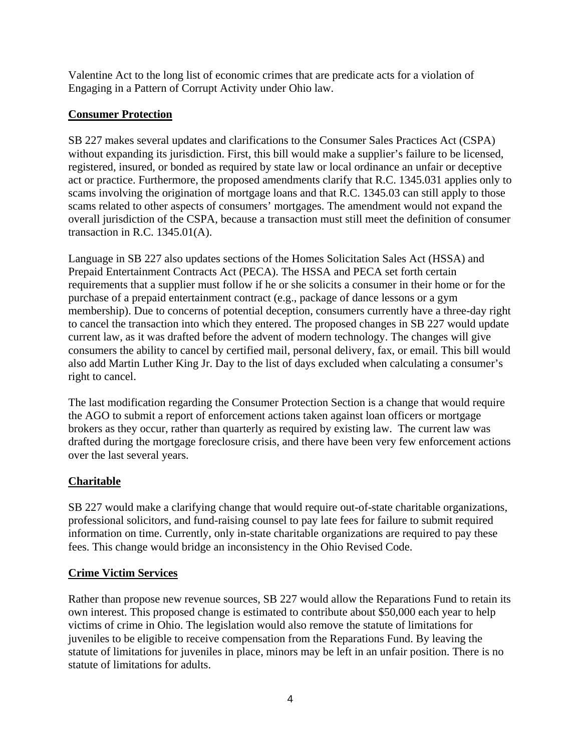Valentine Act to the long list of economic crimes that are predicate acts for a violation of Engaging in a Pattern of Corrupt Activity under Ohio law.

**Consumer Protection**

SB 227 makes several updates and clarifications to the Consumer Sales Practices Act (CSPA) without expanding its jurisdiction. First, this bill would make a supplier's failure to be licensed, registered, insured, or bonded as required by state law or local ordinance an unfair or deceptive act or practice. Furthermore, the proposed amendments clarify that R.C. 1345.031 applies only to scams involving the origination of mortgage loans and that R.C. 1345.03 can still apply to those scams related to other aspects of consumers' mortgages. The amendment would not expand the overall jurisdiction of the CSPA, because a transaction must still meet the definition of consumer transaction in R.C. 1345.01(A).

Language in SB 227 also updates sections of the Homes Solicitation Sales Act (HSSA) and Prepaid Entertainment Contracts Act (PECA). The HSSA and PECA set forth certain requirements that a supplier must follow if he or she solicits a consumer in their home or for the purchase of a prepaid entertainment contract (e.g., package of dance lessons or a gym membership). Due to concerns of potential deception, consumers currently have a three-day right to cancel the transaction into which they entered. The proposed changes in SB 227 would update current law, as it was drafted before the advent of modern technology. The changes will give consumers the ability to cancel by certified mail, personal delivery, fax, or email. This bill would also add Martin Luther King Jr. Day to the list of days excluded when calculating a consumer's right to cancel.

The last modification regarding the Consumer Protection Section is a change that would require the AGO to submit a report of enforcement actions taken against loan officers or mortgage brokers as they occur, rather than quarterly as required by existing law. The current law was drafted during the mortgage foreclosure crisis, and there have been very few enforcement actions over the last several years.

**Charitable**

SB 227 would make a clarifying change that would require out-of-state charitable organizations, professional solicitors, and fund-raising counsel to pay late fees for failure to submit required information on time. Currently, only in-state charitable organizations are required to pay these fees. This change would bridge an inconsistency in the Ohio Revised Code.

**Crime Victim Services**

Rather than propose new revenue sources, SB 227 would allow the Reparations Fund to retain its own interest. This proposed change is estimated to contribute about $50,000 each year to help victims of crime in Ohio. The legislation would also remove the statute of limitations for juveniles to be eligible to receive compensation from the Reparations Fund. By leaving the statute of limitations for juveniles in place, minors may be left in an unfair position. There is no statute of limitations for adults.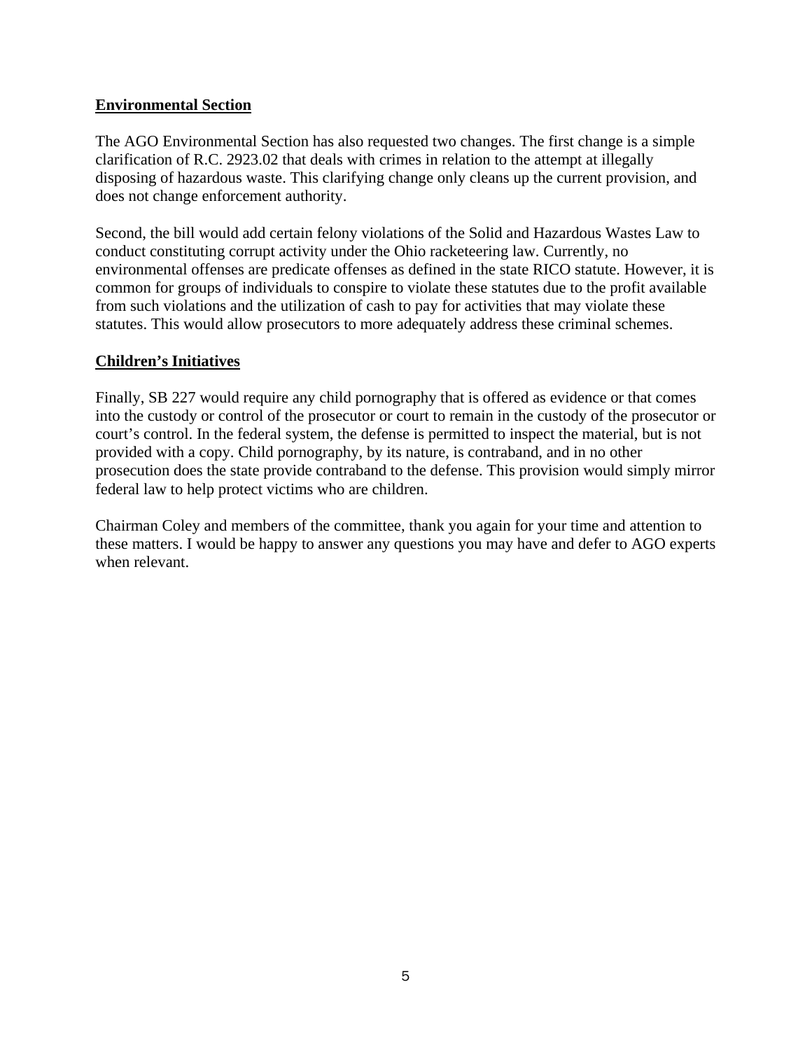**Environmental Section**

The AGO Environmental Section has also requested two changes. The first change is a simple clarification of R.C. 2923.02 that deals with crimes in relation to the attempt at illegally disposing of hazardous waste. This clarifying change only cleans up the current provision, and does not change enforcement authority.

Second, the bill would add certain felony violations of the Solid and Hazardous Wastes Law to conduct constituting corrupt activity under the Ohio racketeering law. Currently, no environmental offenses are predicate offenses as defined in the state RICO statute. However, it is common for groups of individuals to conspire to violate these statutes due to the profit available from such violations and the utilization of cash to pay for activities that may violate these statutes. This would allow prosecutors to more adequately address these criminal schemes.

**Children's Initiatives**

Finally, SB 227 would require any child pornography that is offered as evidence or that comes into the custody or control of the prosecutor or court to remain in the custody of the prosecutor or court's control. In the federal system, the defense is permitted to inspect the material, but is not provided with a copy. Child pornography, by its nature, is contraband, and in no other prosecution does the state provide contraband to the defense. This provision would simply mirror federal law to help protect victims who are children.

Chairman Coley and members of the committee, thank you again for your time and attention to these matters. I would be happy to answer any questions you may have and defer to AGO experts when relevant.